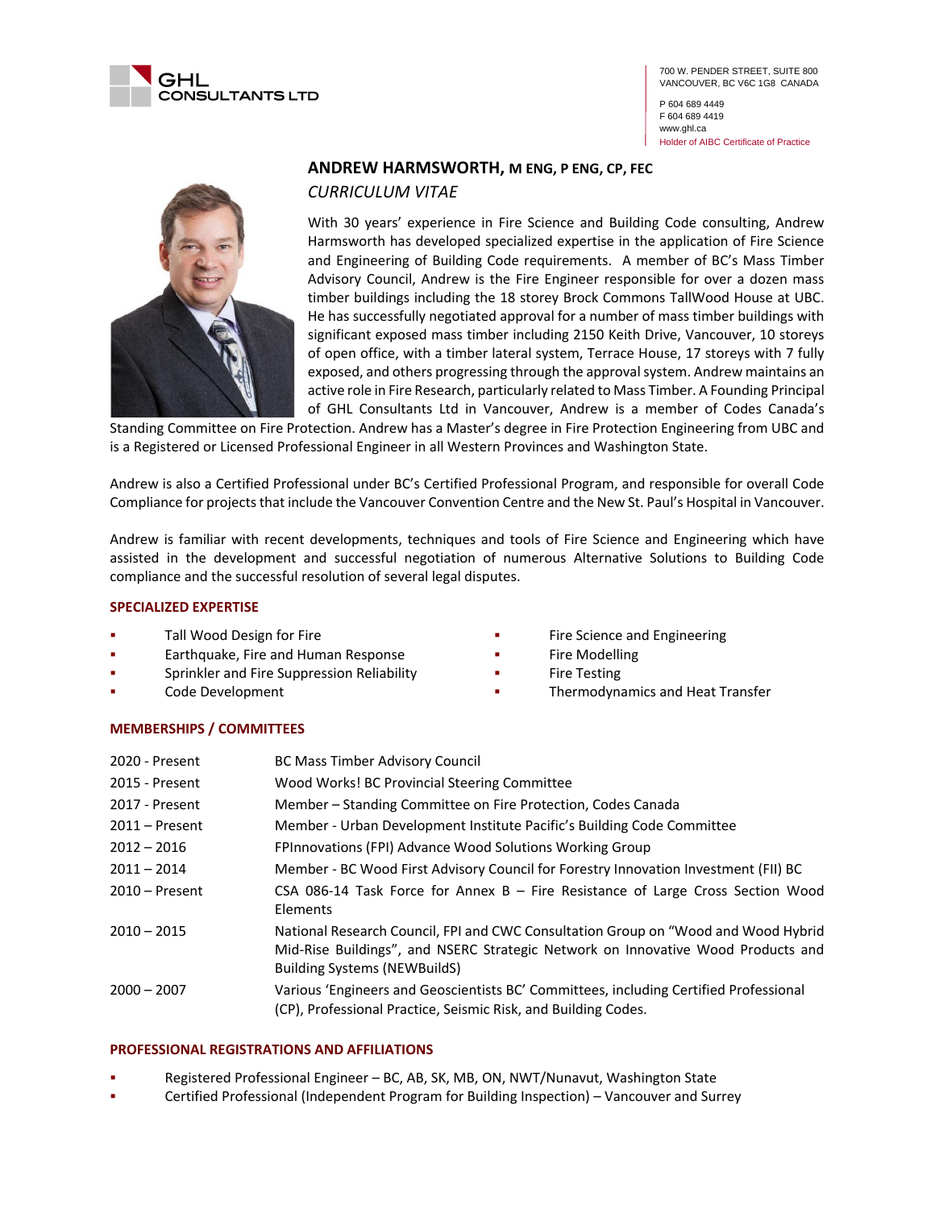GHL CONSULTANTS LTD

700 W. PENDER STREET, SUITE 800
VANCOUVER, BC V6C 1G8 CANADA

P 604 689 4449
F 604 689 4419
www.ghl.ca
Holder of AIBC Certificate of Practice

# ANDREW HARMSWORTH, M ENG, P ENG, CP, FEC

*CURRICULUM VITAE*

With 30 years' experience in Fire Science and Building Code consulting, Andrew Harmsworth has developed specialized expertise in the application of Fire Science and Engineering of Building Code requirements. A member of BC's Mass Timber Advisory Council, Andrew is the Fire Engineer responsible for over a dozen mass timber buildings including the 18 storey Brock Commons TallWood House at UBC. He has successfully negotiated approval for a number of mass timber buildings with significant exposed mass timber including 2150 Keith Drive, Vancouver, 10 storeys of open office, with a timber lateral system, Terrace House, 17 storeys with 7 fully exposed, and others progressing through the approval system. Andrew maintains an active role in Fire Research, particularly related to Mass Timber. A Founding Principal of GHL Consultants Ltd in Vancouver, Andrew is a member of Codes Canada's Standing Committee on Fire Protection. Andrew has a Master's degree in Fire Protection Engineering from UBC and is a Registered or Licensed Professional Engineer in all Western Provinces and Washington State.

Andrew is also a Certified Professional under BC's Certified Professional Program, and responsible for overall Code Compliance for projects that include the Vancouver Convention Centre and the New St. Paul's Hospital in Vancouver.

Andrew is familiar with recent developments, techniques and tools of Fire Science and Engineering which have assisted in the development and successful negotiation of numerous Alternative Solutions to Building Code compliance and the successful resolution of several legal disputes.

## SPECIALIZED EXPERTISE

- Tall Wood Design for Fire
- Earthquake, Fire and Human Response
- Sprinkler and Fire Suppression Reliability
- Code Development
- Fire Science and Engineering
- Fire Modelling
- Fire Testing
- Thermodynamics and Heat Transfer

## MEMBERSHIPS / COMMITTEES

| | |
|---|---|
| 2020 - Present | BC Mass Timber Advisory Council |
| 2015 - Present | Wood Works! BC Provincial Steering Committee |
| 2017 - Present | Member – Standing Committee on Fire Protection, Codes Canada |
| 2011 – Present | Member - Urban Development Institute Pacific's Building Code Committee |
| 2012 – 2016 | FPInnovations (FPI) Advance Wood Solutions Working Group |
| 2011 – 2014 | Member - BC Wood First Advisory Council for Forestry Innovation Investment (FII) BC |
| 2010 – Present | CSA 086-14 Task Force for Annex B – Fire Resistance of Large Cross Section Wood Elements |
| 2010 – 2015 | National Research Council, FPI and CWC Consultation Group on "Wood and Wood Hybrid Mid-Rise Buildings", and NSERC Strategic Network on Innovative Wood Products and Building Systems (NEWBuildS) |
| 2000 – 2007 | Various 'Engineers and Geoscientists BC' Committees, including Certified Professional (CP), Professional Practice, Seismic Risk, and Building Codes. |

## PROFESSIONAL REGISTRATIONS AND AFFILIATIONS

- Registered Professional Engineer – BC, AB, SK, MB, ON, NWT/Nunavut, Washington State
- Certified Professional (Independent Program for Building Inspection) – Vancouver and Surrey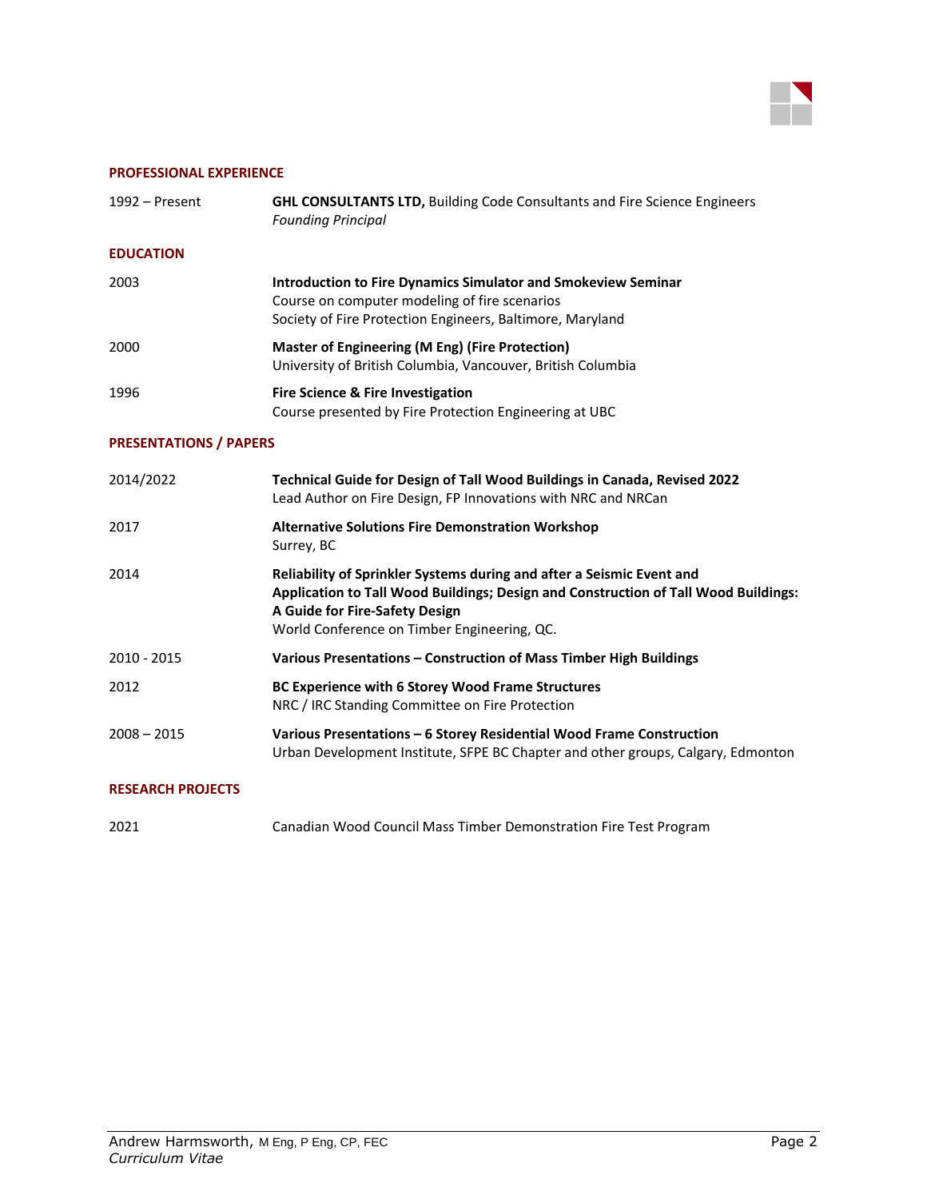## PROFESSIONAL EXPERIENCE

| | |
|---|---|
| 1992 – Present | **GHL CONSULTANTS LTD,** Building Code Consultants and Fire Science Engineers<br>*Founding Principal* |

## EDUCATION

| | |
|---|---|
| 2003 | **Introduction to Fire Dynamics Simulator and Smokeview Seminar**<br>Course on computer modeling of fire scenarios<br>Society of Fire Protection Engineers, Baltimore, Maryland |
| 2000 | **Master of Engineering (M Eng) (Fire Protection)**<br>University of British Columbia, Vancouver, British Columbia |
| 1996 | **Fire Science & Fire Investigation**<br>Course presented by Fire Protection Engineering at UBC |

## PRESENTATIONS / PAPERS

| | |
|---|---|
| 2014/2022 | **Technical Guide for Design of Tall Wood Buildings in Canada, Revised 2022**<br>Lead Author on Fire Design, FP Innovations with NRC and NRCan |
| 2017 | **Alternative Solutions Fire Demonstration Workshop**<br>Surrey, BC |
| 2014 | **Reliability of Sprinkler Systems during and after a Seismic Event and Application to Tall Wood Buildings; Design and Construction of Tall Wood Buildings: A Guide for Fire-Safety Design**<br>World Conference on Timber Engineering, QC. |
| 2010 - 2015 | **Various Presentations – Construction of Mass Timber High Buildings** |
| 2012 | **BC Experience with 6 Storey Wood Frame Structures**<br>NRC / IRC Standing Committee on Fire Protection |
| 2008 – 2015 | **Various Presentations – 6 Storey Residential Wood Frame Construction**<br>Urban Development Institute, SFPE BC Chapter and other groups, Calgary, Edmonton |

## RESEARCH PROJECTS

| | |
|---|---|
| 2021 | Canadian Wood Council Mass Timber Demonstration Fire Test Program |